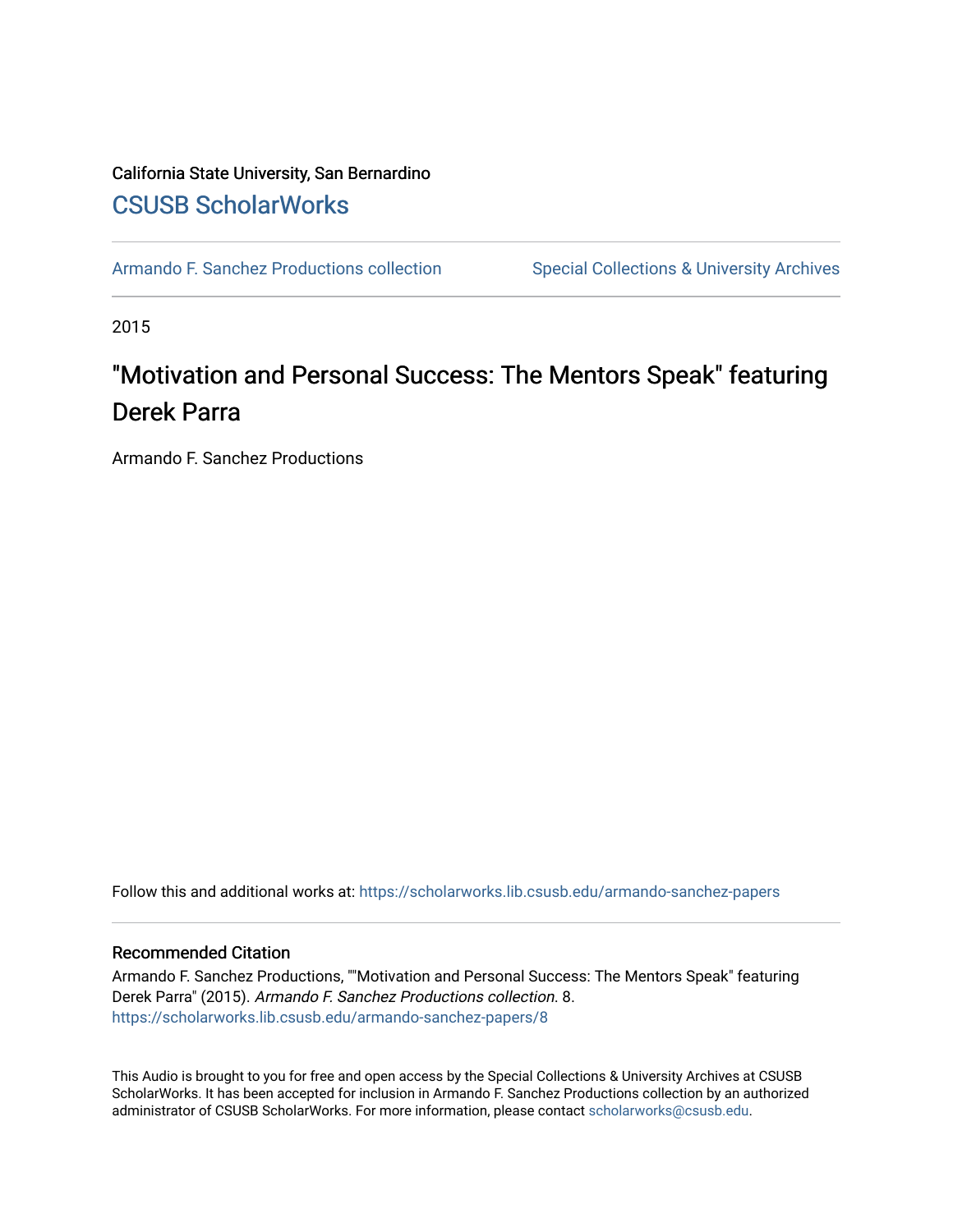California State University, San Bernardino

[CSUSB ScholarWorks](https://scholarworks.lib.csusb.edu)

Armando F. Sanchez Productions collection | Special Collections & University Archives

2015

# "Motivation and Personal Success: The Mentors Speak" featuring Derek Parra

Armando F. Sanchez Productions

Follow this and additional works at: https://scholarworks.lib.csusb.edu/armando-sanchez-papers

## Recommended Citation

Armando F. Sanchez Productions, ""Motivation and Personal Success: The Mentors Speak" featuring Derek Parra" (2015). *Armando F. Sanchez Productions collection*. 8.
https://scholarworks.lib.csusb.edu/armando-sanchez-papers/8

This Audio is brought to you for free and open access by the Special Collections & University Archives at CSUSB ScholarWorks. It has been accepted for inclusion in Armando F. Sanchez Productions collection by an authorized administrator of CSUSB ScholarWorks. For more information, please contact scholarworks@csusb.edu.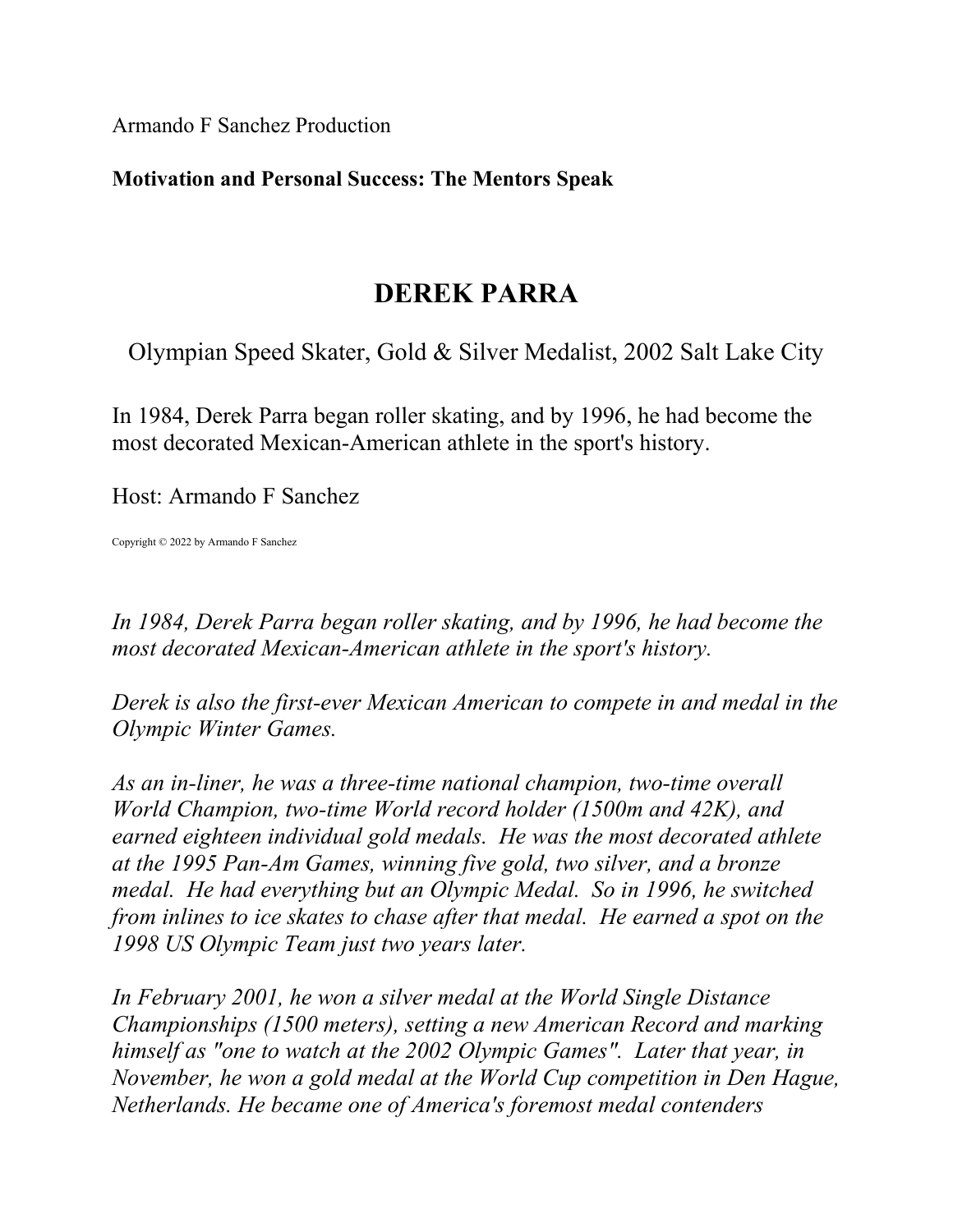Armando F Sanchez Production

**Motivation and Personal Success: The Mentors Speak**

# DEREK PARRA

Olympian Speed Skater, Gold & Silver Medalist, 2002 Salt Lake City

In 1984, Derek Parra began roller skating, and by 1996, he had become the most decorated Mexican-American athlete in the sport's history.

Host: Armando F Sanchez

Copyright © 2022 by Armando F Sanchez

*In 1984, Derek Parra began roller skating, and by 1996, he had become the most decorated Mexican-American athlete in the sport's history.*

*Derek is also the first-ever Mexican American to compete in and medal in the Olympic Winter Games.*

*As an in-liner, he was a three-time national champion, two-time overall World Champion, two-time World record holder (1500m and 42K), and earned eighteen individual gold medals. He was the most decorated athlete at the 1995 Pan-Am Games, winning five gold, two silver, and a bronze medal. He had everything but an Olympic Medal. So in 1996, he switched from inlines to ice skates to chase after that medal. He earned a spot on the 1998 US Olympic Team just two years later.*

*In February 2001, he won a silver medal at the World Single Distance Championships (1500 meters), setting a new American Record and marking himself as "one to watch at the 2002 Olympic Games". Later that year, in November, he won a gold medal at the World Cup competition in Den Hague, Netherlands. He became one of America's foremost medal contenders*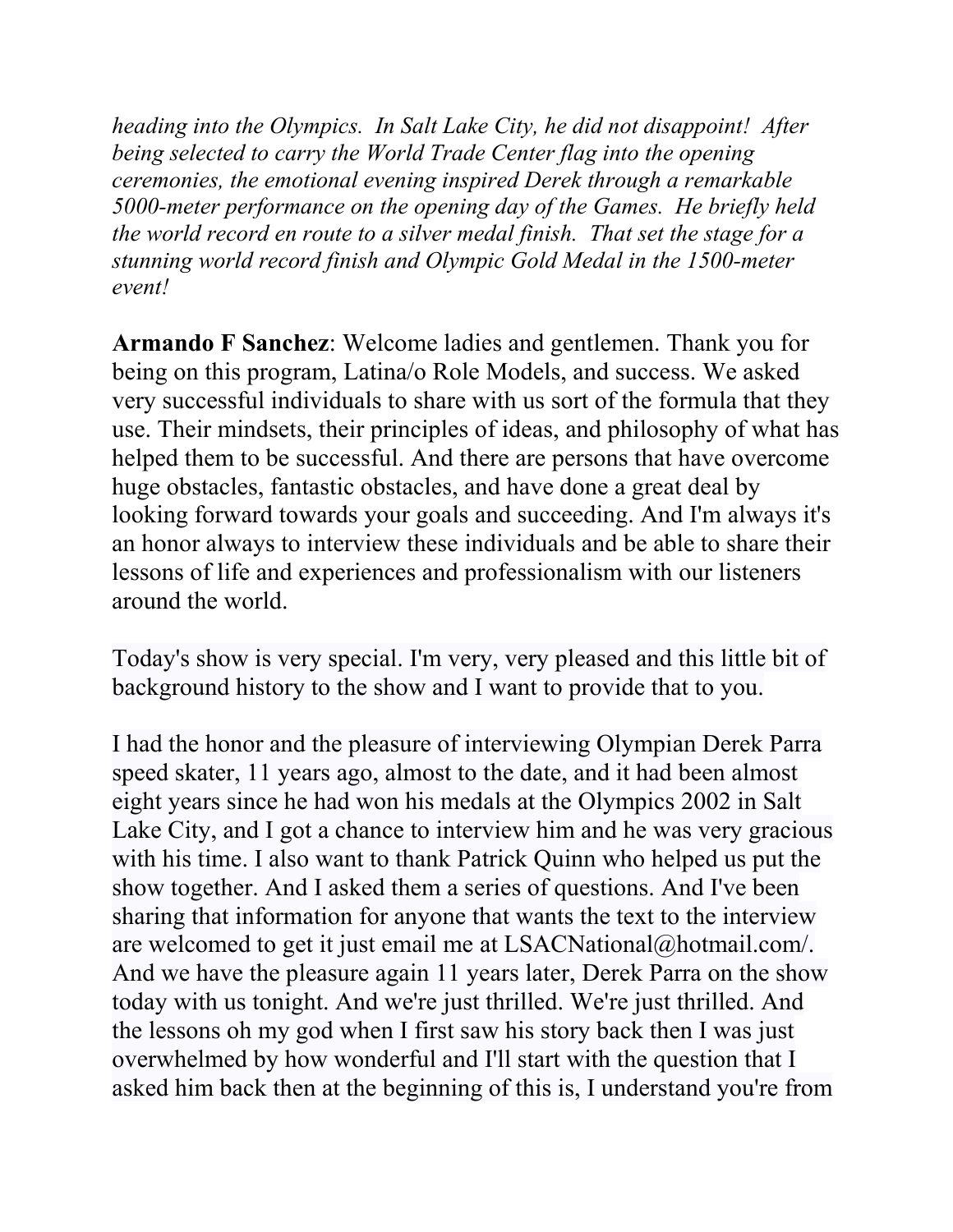*heading into the Olympics. In Salt Lake City, he did not disappoint! After being selected to carry the World Trade Center flag into the opening ceremonies, the emotional evening inspired Derek through a remarkable 5000-meter performance on the opening day of the Games. He briefly held the world record en route to a silver medal finish. That set the stage for a stunning world record finish and Olympic Gold Medal in the 1500-meter event!*

**Armando F Sanchez**: Welcome ladies and gentlemen. Thank you for being on this program, Latina/o Role Models, and success. We asked very successful individuals to share with us sort of the formula that they use. Their mindsets, their principles of ideas, and philosophy of what has helped them to be successful. And there are persons that have overcome huge obstacles, fantastic obstacles, and have done a great deal by looking forward towards your goals and succeeding. And I'm always it's an honor always to interview these individuals and be able to share their lessons of life and experiences and professionalism with our listeners around the world.

Today's show is very special. I'm very, very pleased and this little bit of background history to the show and I want to provide that to you.

I had the honor and the pleasure of interviewing Olympian Derek Parra speed skater, 11 years ago, almost to the date, and it had been almost eight years since he had won his medals at the Olympics 2002 in Salt Lake City, and I got a chance to interview him and he was very gracious with his time. I also want to thank Patrick Quinn who helped us put the show together. And I asked them a series of questions. And I've been sharing that information for anyone that wants the text to the interview are welcomed to get it just email me at LSACNational@hotmail.com/. And we have the pleasure again 11 years later, Derek Parra on the show today with us tonight. And we're just thrilled. We're just thrilled. And the lessons oh my god when I first saw his story back then I was just overwhelmed by how wonderful and I'll start with the question that I asked him back then at the beginning of this is, I understand you're from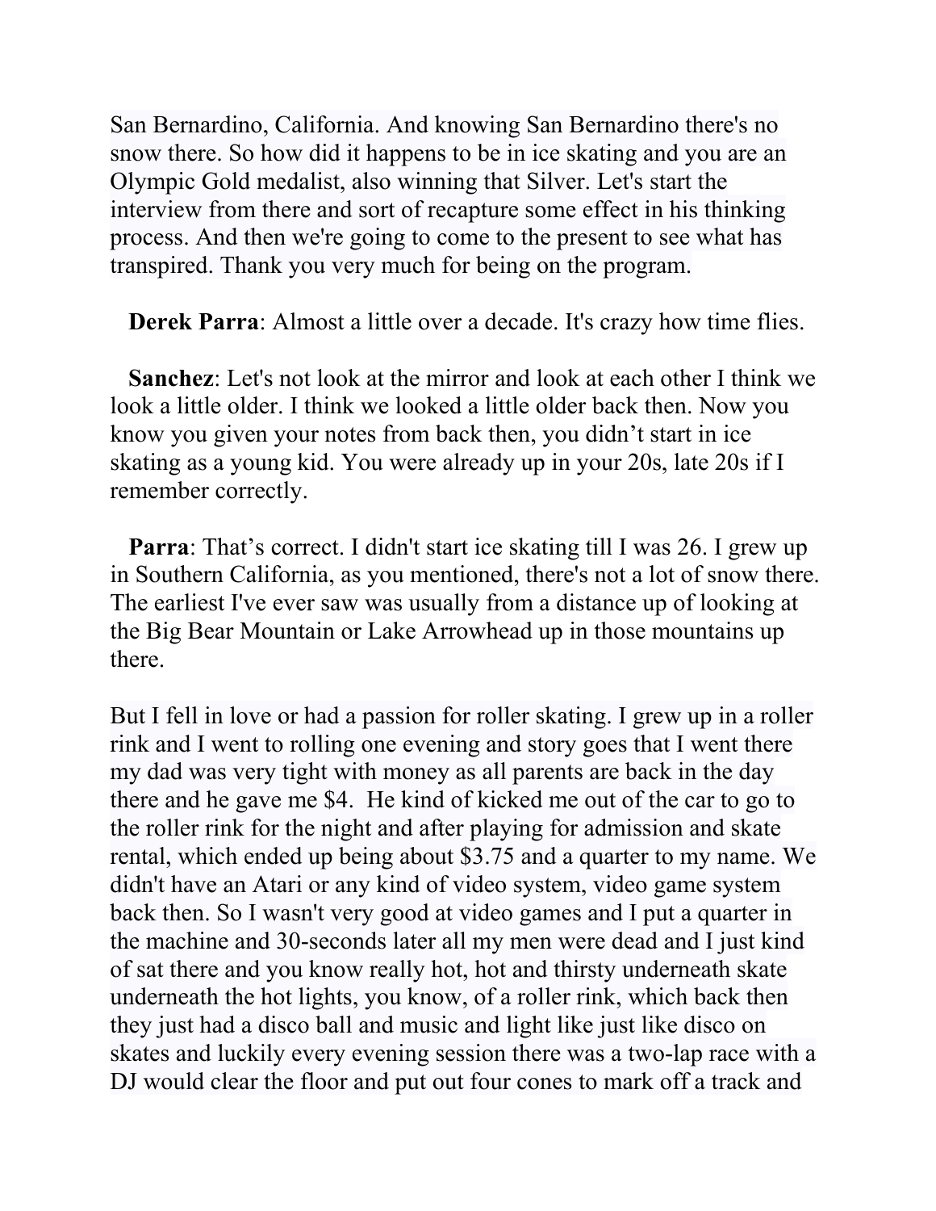San Bernardino, California. And knowing San Bernardino there's no snow there. So how did it happens to be in ice skating and you are an Olympic Gold medalist, also winning that Silver. Let's start the interview from there and sort of recapture some effect in his thinking process. And then we're going to come to the present to see what has transpired. Thank you very much for being on the program.

**Derek Parra**: Almost a little over a decade. It's crazy how time flies.

**Sanchez**: Let's not look at the mirror and look at each other I think we look a little older. I think we looked a little older back then. Now you know you given your notes from back then, you didn’t start in ice skating as a young kid. You were already up in your 20s, late 20s if I remember correctly.

**Parra**: That’s correct. I didn't start ice skating till I was 26. I grew up in Southern California, as you mentioned, there's not a lot of snow there. The earliest I've ever saw was usually from a distance up of looking at the Big Bear Mountain or Lake Arrowhead up in those mountains up there.

But I fell in love or had a passion for roller skating. I grew up in a roller rink and I went to rolling one evening and story goes that I went there my dad was very tight with money as all parents are back in the day there and he gave me $4. He kind of kicked me out of the car to go to the roller rink for the night and after playing for admission and skate rental, which ended up being about $3.75 and a quarter to my name. We didn't have an Atari or any kind of video system, video game system back then. So I wasn't very good at video games and I put a quarter in the machine and 30-seconds later all my men were dead and I just kind of sat there and you know really hot, hot and thirsty underneath skate underneath the hot lights, you know, of a roller rink, which back then they just had a disco ball and music and light like just like disco on skates and luckily every evening session there was a two-lap race with a DJ would clear the floor and put out four cones to mark off a track and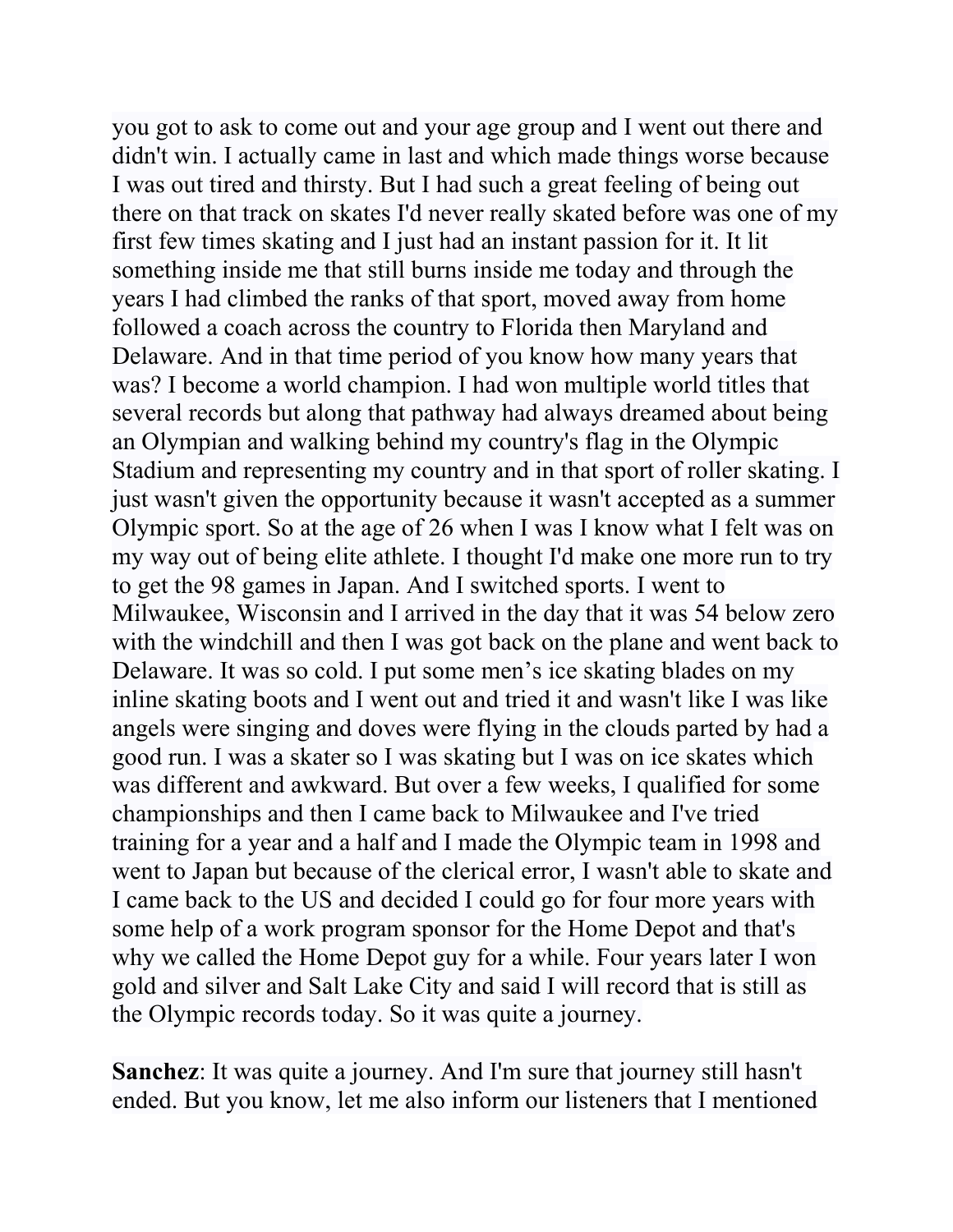you got to ask to come out and your age group and I went out there and didn't win. I actually came in last and which made things worse because I was out tired and thirsty. But I had such a great feeling of being out there on that track on skates I'd never really skated before was one of my first few times skating and I just had an instant passion for it. It lit something inside me that still burns inside me today and through the years I had climbed the ranks of that sport, moved away from home followed a coach across the country to Florida then Maryland and Delaware. And in that time period of you know how many years that was? I become a world champion. I had won multiple world titles that several records but along that pathway had always dreamed about being an Olympian and walking behind my country's flag in the Olympic Stadium and representing my country and in that sport of roller skating. I just wasn't given the opportunity because it wasn't accepted as a summer Olympic sport. So at the age of 26 when I was I know what I felt was on my way out of being elite athlete. I thought I'd make one more run to try to get the 98 games in Japan. And I switched sports. I went to Milwaukee, Wisconsin and I arrived in the day that it was 54 below zero with the windchill and then I was got back on the plane and went back to Delaware. It was so cold. I put some men's ice skating blades on my inline skating boots and I went out and tried it and wasn't like I was like angels were singing and doves were flying in the clouds parted by had a good run. I was a skater so I was skating but I was on ice skates which was different and awkward. But over a few weeks, I qualified for some championships and then I came back to Milwaukee and I've tried training for a year and a half and I made the Olympic team in 1998 and went to Japan but because of the clerical error, I wasn't able to skate and I came back to the US and decided I could go for four more years with some help of a work program sponsor for the Home Depot and that's why we called the Home Depot guy for a while. Four years later I won gold and silver and Salt Lake City and said I will record that is still as the Olympic records today. So it was quite a journey.

**Sanchez**: It was quite a journey. And I'm sure that journey still hasn't ended. But you know, let me also inform our listeners that I mentioned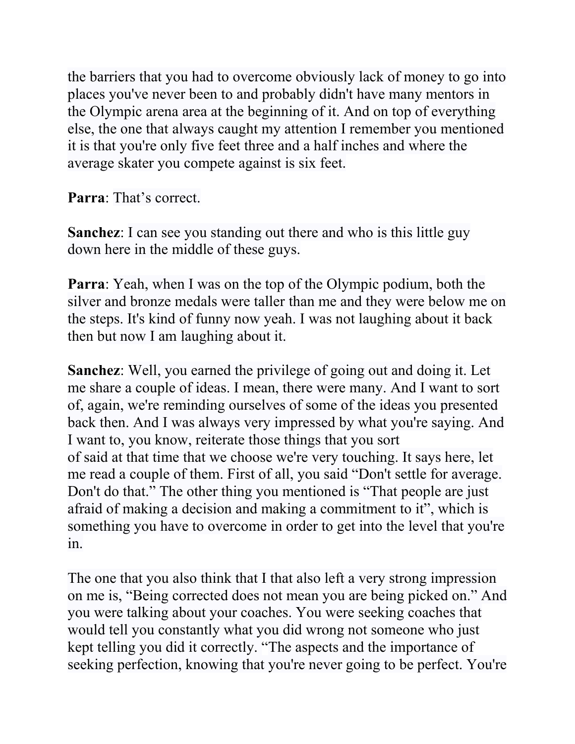the barriers that you had to overcome obviously lack of money to go into places you've never been to and probably didn't have many mentors in the Olympic arena area at the beginning of it. And on top of everything else, the one that always caught my attention I remember you mentioned it is that you're only five feet three and a half inches and where the average skater you compete against is six feet.

**Parra**: That's correct.

**Sanchez**: I can see you standing out there and who is this little guy down here in the middle of these guys.

**Parra**: Yeah, when I was on the top of the Olympic podium, both the silver and bronze medals were taller than me and they were below me on the steps. It's kind of funny now yeah. I was not laughing about it back then but now I am laughing about it.

**Sanchez**: Well, you earned the privilege of going out and doing it. Let me share a couple of ideas. I mean, there were many. And I want to sort of, again, we're reminding ourselves of some of the ideas you presented back then. And I was always very impressed by what you're saying. And I want to, you know, reiterate those things that you sort of said at that time that we choose we're very touching. It says here, let me read a couple of them. First of all, you said "Don't settle for average. Don't do that." The other thing you mentioned is "That people are just afraid of making a decision and making a commitment to it", which is something you have to overcome in order to get into the level that you're in.

The one that you also think that I that also left a very strong impression on me is, "Being corrected does not mean you are being picked on." And you were talking about your coaches. You were seeking coaches that would tell you constantly what you did wrong not someone who just kept telling you did it correctly. "The aspects and the importance of seeking perfection, knowing that you're never going to be perfect. You're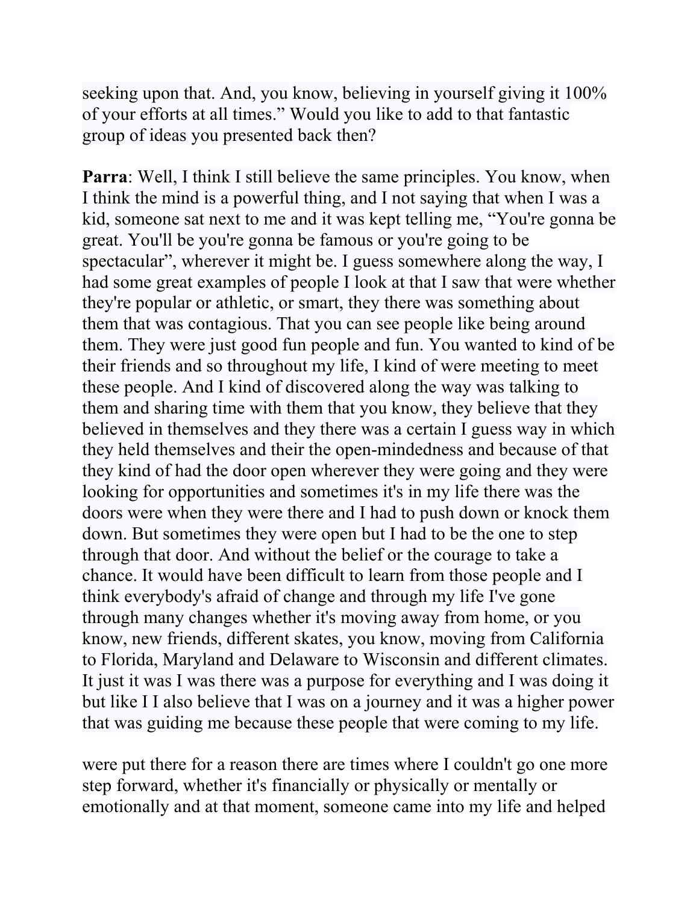seeking upon that. And, you know, believing in yourself giving it 100% of your efforts at all times." Would you like to add to that fantastic group of ideas you presented back then?

**Parra**: Well, I think I still believe the same principles. You know, when I think the mind is a powerful thing, and I not saying that when I was a kid, someone sat next to me and it was kept telling me, "You're gonna be great. You'll be you're gonna be famous or you're going to be spectacular", wherever it might be. I guess somewhere along the way, I had some great examples of people I look at that I saw that were whether they're popular or athletic, or smart, they there was something about them that was contagious. That you can see people like being around them. They were just good fun people and fun. You wanted to kind of be their friends and so throughout my life, I kind of were meeting to meet these people. And I kind of discovered along the way was talking to them and sharing time with them that you know, they believe that they believed in themselves and they there was a certain I guess way in which they held themselves and their the open-mindedness and because of that they kind of had the door open wherever they were going and they were looking for opportunities and sometimes it's in my life there was the doors were when they were there and I had to push down or knock them down. But sometimes they were open but I had to be the one to step through that door. And without the belief or the courage to take a chance. It would have been difficult to learn from those people and I think everybody's afraid of change and through my life I've gone through many changes whether it's moving away from home, or you know, new friends, different skates, you know, moving from California to Florida, Maryland and Delaware to Wisconsin and different climates. It just it was I was there was a purpose for everything and I was doing it but like I I also believe that I was on a journey and it was a higher power that was guiding me because these people that were coming to my life.

were put there for a reason there are times where I couldn't go one more step forward, whether it's financially or physically or mentally or emotionally and at that moment, someone came into my life and helped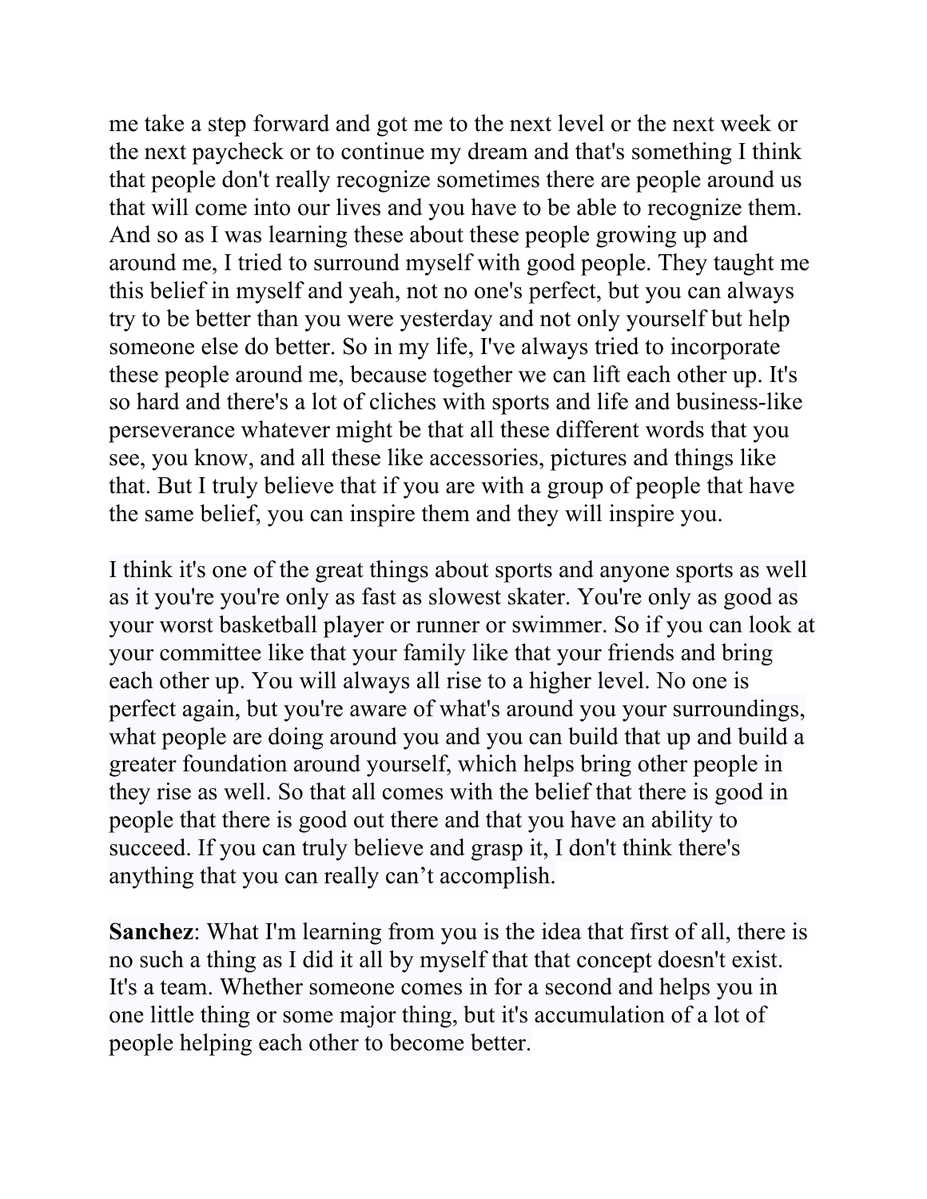me take a step forward and got me to the next level or the next week or the next paycheck or to continue my dream and that's something I think that people don't really recognize sometimes there are people around us that will come into our lives and you have to be able to recognize them. And so as I was learning these about these people growing up and around me, I tried to surround myself with good people. They taught me this belief in myself and yeah, not no one's perfect, but you can always try to be better than you were yesterday and not only yourself but help someone else do better. So in my life, I've always tried to incorporate these people around me, because together we can lift each other up. It's so hard and there's a lot of cliches with sports and life and business-like perseverance whatever might be that all these different words that you see, you know, and all these like accessories, pictures and things like that. But I truly believe that if you are with a group of people that have the same belief, you can inspire them and they will inspire you.

I think it's one of the great things about sports and anyone sports as well as it you're you're only as fast as slowest skater. You're only as good as your worst basketball player or runner or swimmer. So if you can look at your committee like that your family like that your friends and bring each other up. You will always all rise to a higher level. No one is perfect again, but you're aware of what's around you your surroundings, what people are doing around you and you can build that up and build a greater foundation around yourself, which helps bring other people in they rise as well. So that all comes with the belief that there is good in people that there is good out there and that you have an ability to succeed. If you can truly believe and grasp it, I don't think there's anything that you can really can't accomplish.

**Sanchez**: What I'm learning from you is the idea that first of all, there is no such a thing as I did it all by myself that that concept doesn't exist. It's a team. Whether someone comes in for a second and helps you in one little thing or some major thing, but it's accumulation of a lot of people helping each other to become better.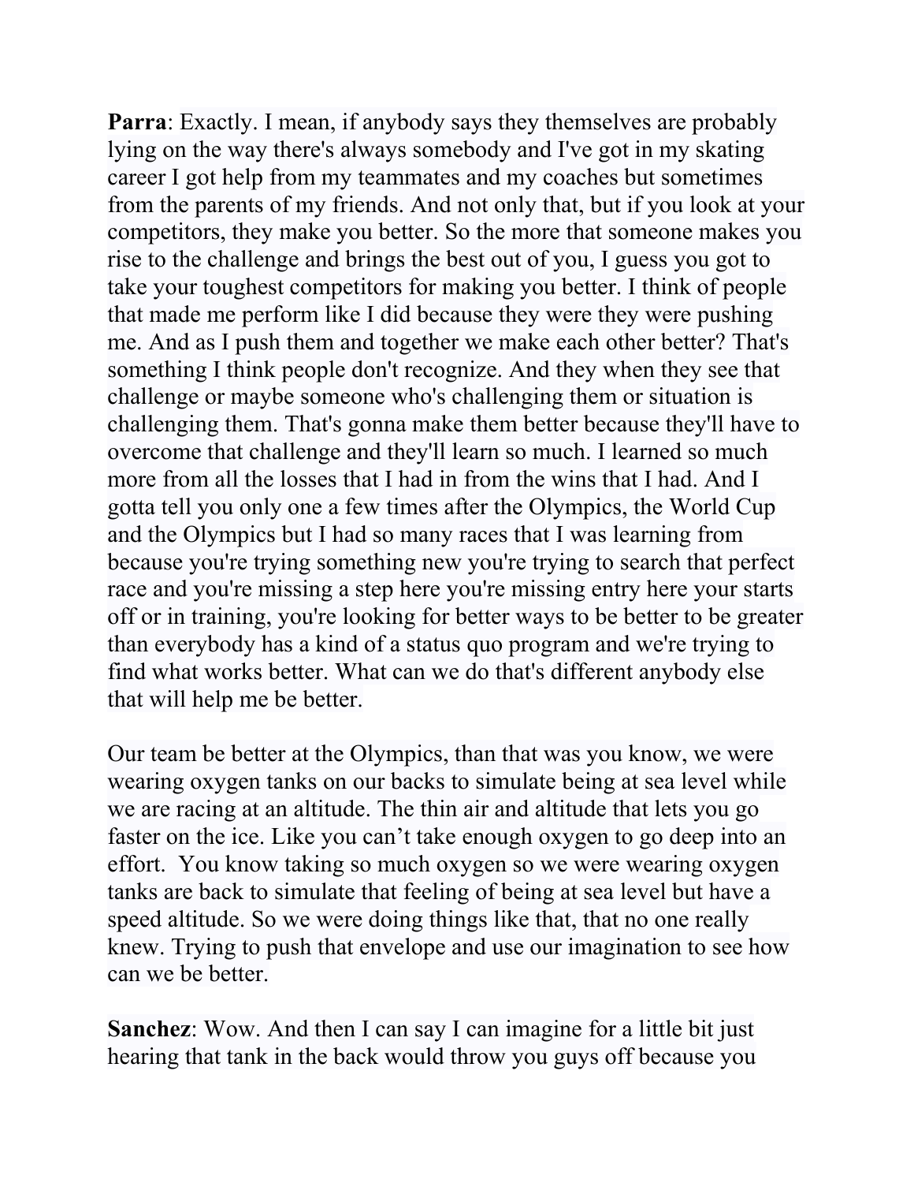**Parra**: Exactly. I mean, if anybody says they themselves are probably lying on the way there's always somebody and I've got in my skating career I got help from my teammates and my coaches but sometimes from the parents of my friends. And not only that, but if you look at your competitors, they make you better. So the more that someone makes you rise to the challenge and brings the best out of you, I guess you got to take your toughest competitors for making you better. I think of people that made me perform like I did because they were they were pushing me. And as I push them and together we make each other better? That's something I think people don't recognize. And they when they see that challenge or maybe someone who's challenging them or situation is challenging them. That's gonna make them better because they'll have to overcome that challenge and they'll learn so much. I learned so much more from all the losses that I had in from the wins that I had. And I gotta tell you only one a few times after the Olympics, the World Cup and the Olympics but I had so many races that I was learning from because you're trying something new you're trying to search that perfect race and you're missing a step here you're missing entry here your starts off or in training, you're looking for better ways to be better to be greater than everybody has a kind of a status quo program and we're trying to find what works better. What can we do that's different anybody else that will help me be better.

Our team be better at the Olympics, than that was you know, we were wearing oxygen tanks on our backs to simulate being at sea level while we are racing at an altitude. The thin air and altitude that lets you go faster on the ice. Like you can't take enough oxygen to go deep into an effort. You know taking so much oxygen so we were wearing oxygen tanks are back to simulate that feeling of being at sea level but have a speed altitude. So we were doing things like that, that no one really knew. Trying to push that envelope and use our imagination to see how can we be better.

**Sanchez**: Wow. And then I can say I can imagine for a little bit just hearing that tank in the back would throw you guys off because you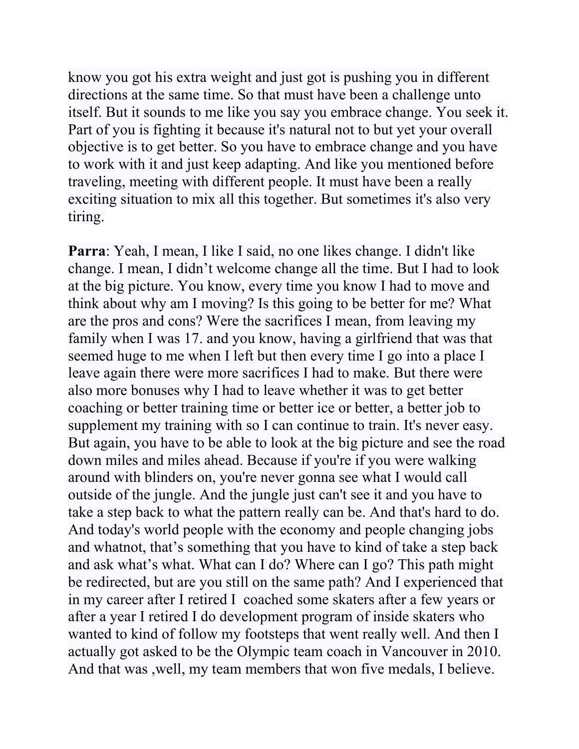know you got his extra weight and just got is pushing you in different directions at the same time. So that must have been a challenge unto itself. But it sounds to me like you say you embrace change. You seek it. Part of you is fighting it because it's natural not to but yet your overall objective is to get better. So you have to embrace change and you have to work with it and just keep adapting. And like you mentioned before traveling, meeting with different people. It must have been a really exciting situation to mix all this together. But sometimes it's also very tiring.

**Parra**: Yeah, I mean, I like I said, no one likes change. I didn't like change. I mean, I didn't welcome change all the time. But I had to look at the big picture. You know, every time you know I had to move and think about why am I moving? Is this going to be better for me? What are the pros and cons? Were the sacrifices I mean, from leaving my family when I was 17. and you know, having a girlfriend that was that seemed huge to me when I left but then every time I go into a place I leave again there were more sacrifices I had to make. But there were also more bonuses why I had to leave whether it was to get better coaching or better training time or better ice or better, a better job to supplement my training with so I can continue to train. It's never easy. But again, you have to be able to look at the big picture and see the road down miles and miles ahead. Because if you're if you were walking around with blinders on, you're never gonna see what I would call outside of the jungle. And the jungle just can't see it and you have to take a step back to what the pattern really can be. And that's hard to do. And today's world people with the economy and people changing jobs and whatnot, that's something that you have to kind of take a step back and ask what's what. What can I do? Where can I go? This path might be redirected, but are you still on the same path? And I experienced that in my career after I retired I coached some skaters after a few years or after a year I retired I do development program of inside skaters who wanted to kind of follow my footsteps that went really well. And then I actually got asked to be the Olympic team coach in Vancouver in 2010. And that was ,well, my team members that won five medals, I believe.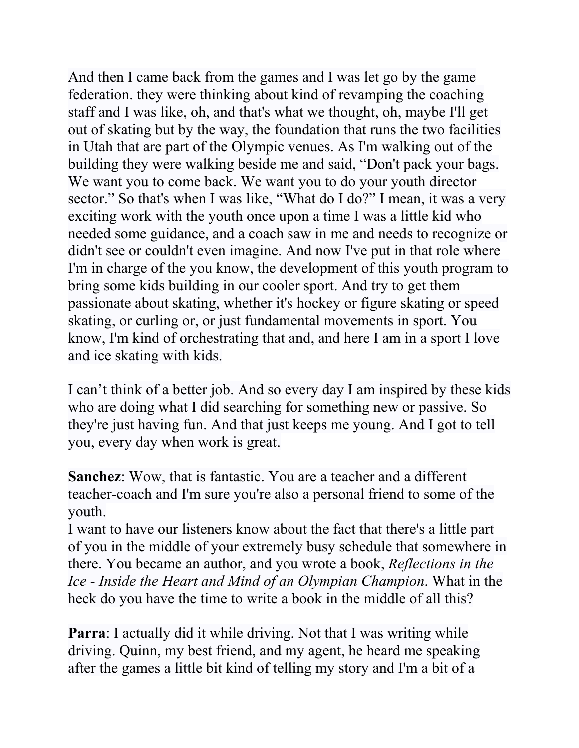And then I came back from the games and I was let go by the game federation. they were thinking about kind of revamping the coaching staff and I was like, oh, and that's what we thought, oh, maybe I'll get out of skating but by the way, the foundation that runs the two facilities in Utah that are part of the Olympic venues. As I'm walking out of the building they were walking beside me and said, "Don't pack your bags. We want you to come back. We want you to do your youth director sector." So that's when I was like, "What do I do?" I mean, it was a very exciting work with the youth once upon a time I was a little kid who needed some guidance, and a coach saw in me and needs to recognize or didn't see or couldn't even imagine. And now I've put in that role where I'm in charge of the you know, the development of this youth program to bring some kids building in our cooler sport. And try to get them passionate about skating, whether it's hockey or figure skating or speed skating, or curling or, or just fundamental movements in sport. You know, I'm kind of orchestrating that and, and here I am in a sport I love and ice skating with kids.

I can't think of a better job. And so every day I am inspired by these kids who are doing what I did searching for something new or passive. So they're just having fun. And that just keeps me young. And I got to tell you, every day when work is great.

**Sanchez**: Wow, that is fantastic. You are a teacher and a different teacher-coach and I'm sure you're also a personal friend to some of the youth.
I want to have our listeners know about the fact that there's a little part of you in the middle of your extremely busy schedule that somewhere in there. You became an author, and you wrote a book, *Reflections in the Ice - Inside the Heart and Mind of an Olympian Champion*. What in the heck do you have the time to write a book in the middle of all this?

**Parra**: I actually did it while driving. Not that I was writing while driving. Quinn, my best friend, and my agent, he heard me speaking after the games a little bit kind of telling my story and I'm a bit of a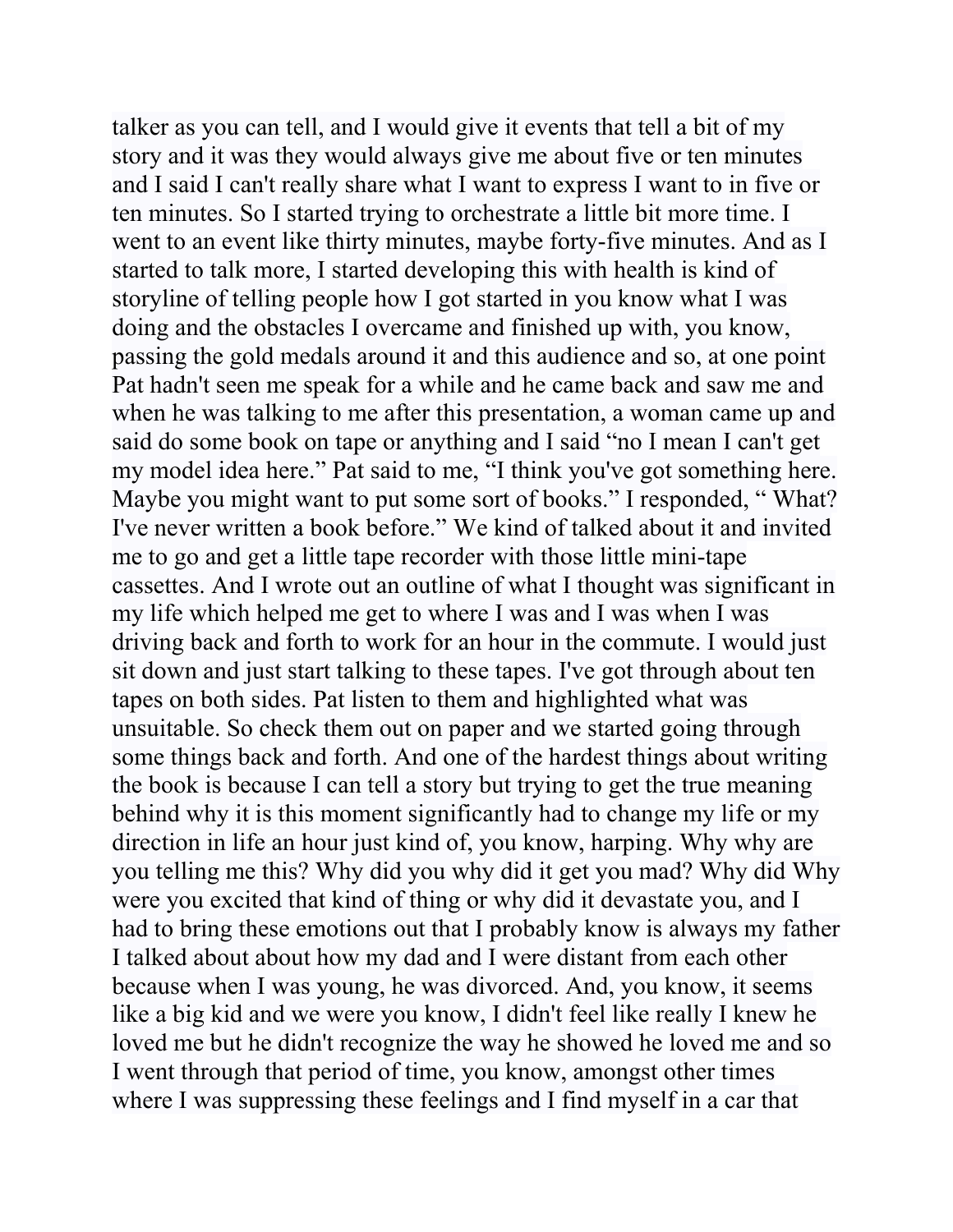talker as you can tell, and I would give it events that tell a bit of my story and it was they would always give me about five or ten minutes and I said I can't really share what I want to express I want to in five or ten minutes. So I started trying to orchestrate a little bit more time. I went to an event like thirty minutes, maybe forty-five minutes. And as I started to talk more, I started developing this with health is kind of storyline of telling people how I got started in you know what I was doing and the obstacles I overcame and finished up with, you know, passing the gold medals around it and this audience and so, at one point Pat hadn't seen me speak for a while and he came back and saw me and when he was talking to me after this presentation, a woman came up and said do some book on tape or anything and I said "no I mean I can't get my model idea here." Pat said to me, "I think you've got something here. Maybe you might want to put some sort of books." I responded, " What? I've never written a book before." We kind of talked about it and invited me to go and get a little tape recorder with those little mini-tape cassettes. And I wrote out an outline of what I thought was significant in my life which helped me get to where I was and I was when I was driving back and forth to work for an hour in the commute. I would just sit down and just start talking to these tapes. I've got through about ten tapes on both sides. Pat listen to them and highlighted what was unsuitable. So check them out on paper and we started going through some things back and forth. And one of the hardest things about writing the book is because I can tell a story but trying to get the true meaning behind why it is this moment significantly had to change my life or my direction in life an hour just kind of, you know, harping. Why why are you telling me this? Why did you why did it get you mad? Why did Why were you excited that kind of thing or why did it devastate you, and I had to bring these emotions out that I probably know is always my father I talked about about how my dad and I were distant from each other because when I was young, he was divorced. And, you know, it seems like a big kid and we were you know, I didn't feel like really I knew he loved me but he didn't recognize the way he showed he loved me and so I went through that period of time, you know, amongst other times where I was suppressing these feelings and I find myself in a car that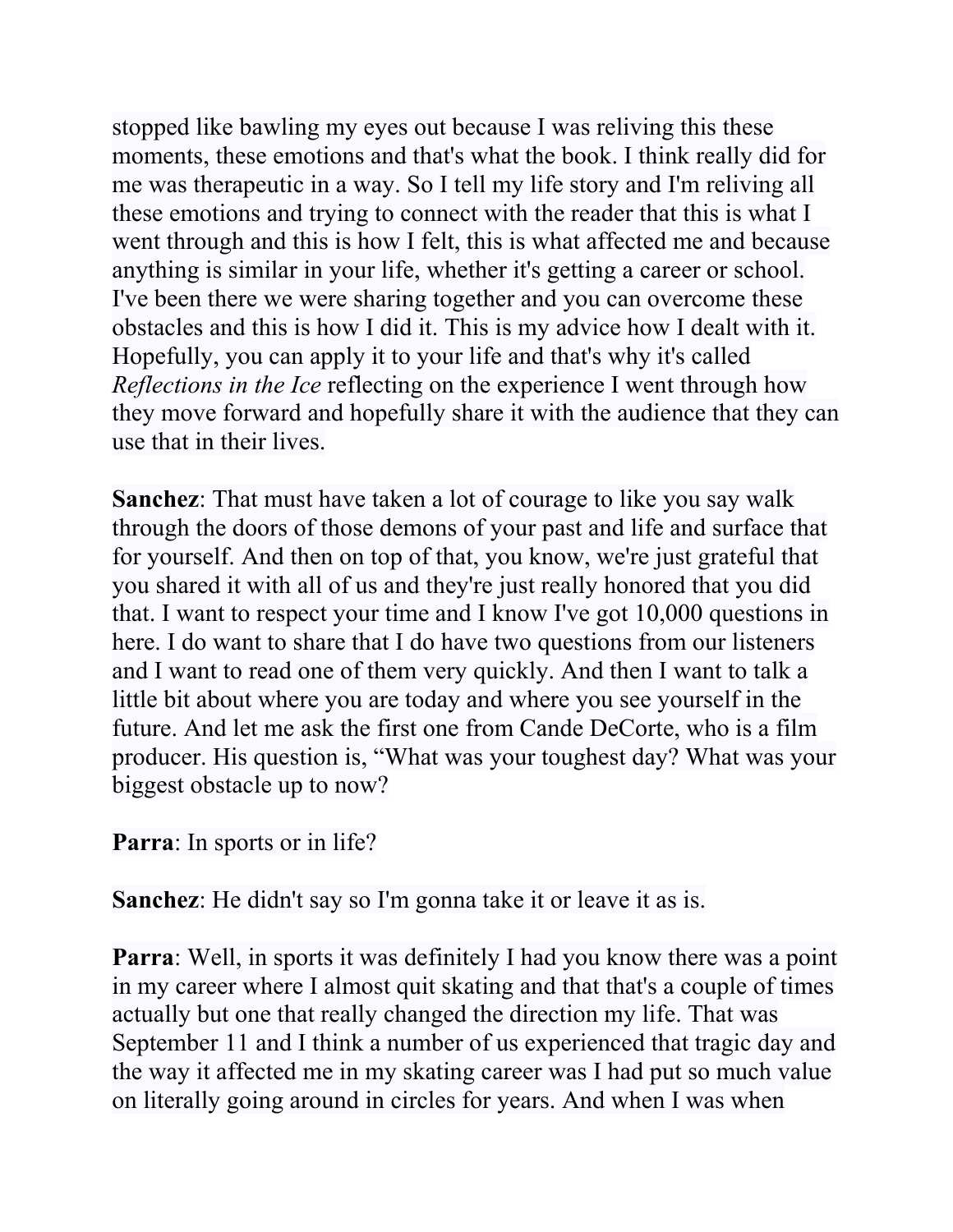stopped like bawling my eyes out because I was reliving this these moments, these emotions and that's what the book. I think really did for me was therapeutic in a way. So I tell my life story and I'm reliving all these emotions and trying to connect with the reader that this is what I went through and this is how I felt, this is what affected me and because anything is similar in your life, whether it's getting a career or school. I've been there we were sharing together and you can overcome these obstacles and this is how I did it. This is my advice how I dealt with it. Hopefully, you can apply it to your life and that's why it's called *Reflections in the Ice* reflecting on the experience I went through how they move forward and hopefully share it with the audience that they can use that in their lives.

**Sanchez**: That must have taken a lot of courage to like you say walk through the doors of those demons of your past and life and surface that for yourself. And then on top of that, you know, we're just grateful that you shared it with all of us and they're just really honored that you did that. I want to respect your time and I know I've got 10,000 questions in here. I do want to share that I do have two questions from our listeners and I want to read one of them very quickly. And then I want to talk a little bit about where you are today and where you see yourself in the future. And let me ask the first one from Cande DeCorte, who is a film producer. His question is, "What was your toughest day? What was your biggest obstacle up to now?

**Parra**: In sports or in life?

**Sanchez**: He didn't say so I'm gonna take it or leave it as is.

**Parra**: Well, in sports it was definitely I had you know there was a point in my career where I almost quit skating and that that's a couple of times actually but one that really changed the direction my life. That was September 11 and I think a number of us experienced that tragic day and the way it affected me in my skating career was I had put so much value on literally going around in circles for years. And when I was when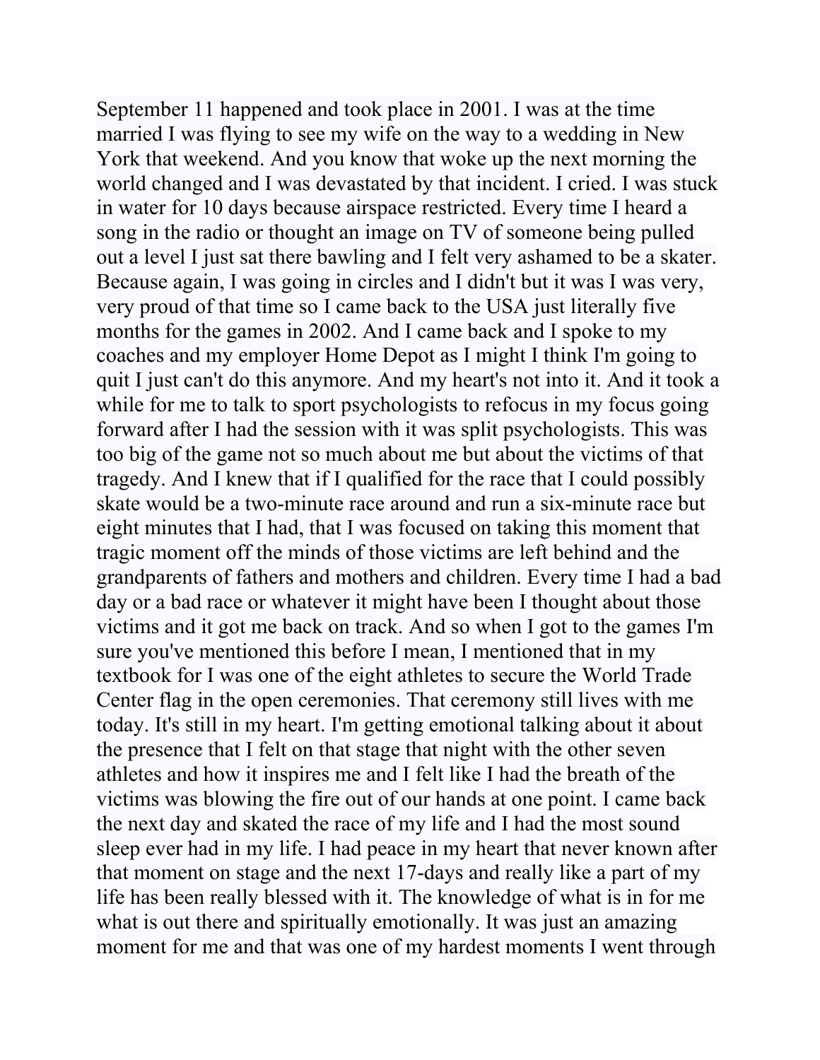September 11 happened and took place in 2001. I was at the time married I was flying to see my wife on the way to a wedding in New York that weekend. And you know that woke up the next morning the world changed and I was devastated by that incident. I cried. I was stuck in water for 10 days because airspace restricted. Every time I heard a song in the radio or thought an image on TV of someone being pulled out a level I just sat there bawling and I felt very ashamed to be a skater. Because again, I was going in circles and I didn't but it was I was very, very proud of that time so I came back to the USA just literally five months for the games in 2002. And I came back and I spoke to my coaches and my employer Home Depot as I might I think I'm going to quit I just can't do this anymore. And my heart's not into it. And it took a while for me to talk to sport psychologists to refocus in my focus going forward after I had the session with it was split psychologists. This was too big of the game not so much about me but about the victims of that tragedy. And I knew that if I qualified for the race that I could possibly skate would be a two-minute race around and run a six-minute race but eight minutes that I had, that I was focused on taking this moment that tragic moment off the minds of those victims are left behind and the grandparents of fathers and mothers and children. Every time I had a bad day or a bad race or whatever it might have been I thought about those victims and it got me back on track. And so when I got to the games I'm sure you've mentioned this before I mean, I mentioned that in my textbook for I was one of the eight athletes to secure the World Trade Center flag in the open ceremonies. That ceremony still lives with me today. It's still in my heart. I'm getting emotional talking about it about the presence that I felt on that stage that night with the other seven athletes and how it inspires me and I felt like I had the breath of the victims was blowing the fire out of our hands at one point. I came back the next day and skated the race of my life and I had the most sound sleep ever had in my life. I had peace in my heart that never known after that moment on stage and the next 17-days and really like a part of my life has been really blessed with it. The knowledge of what is in for me what is out there and spiritually emotionally. It was just an amazing moment for me and that was one of my hardest moments I went through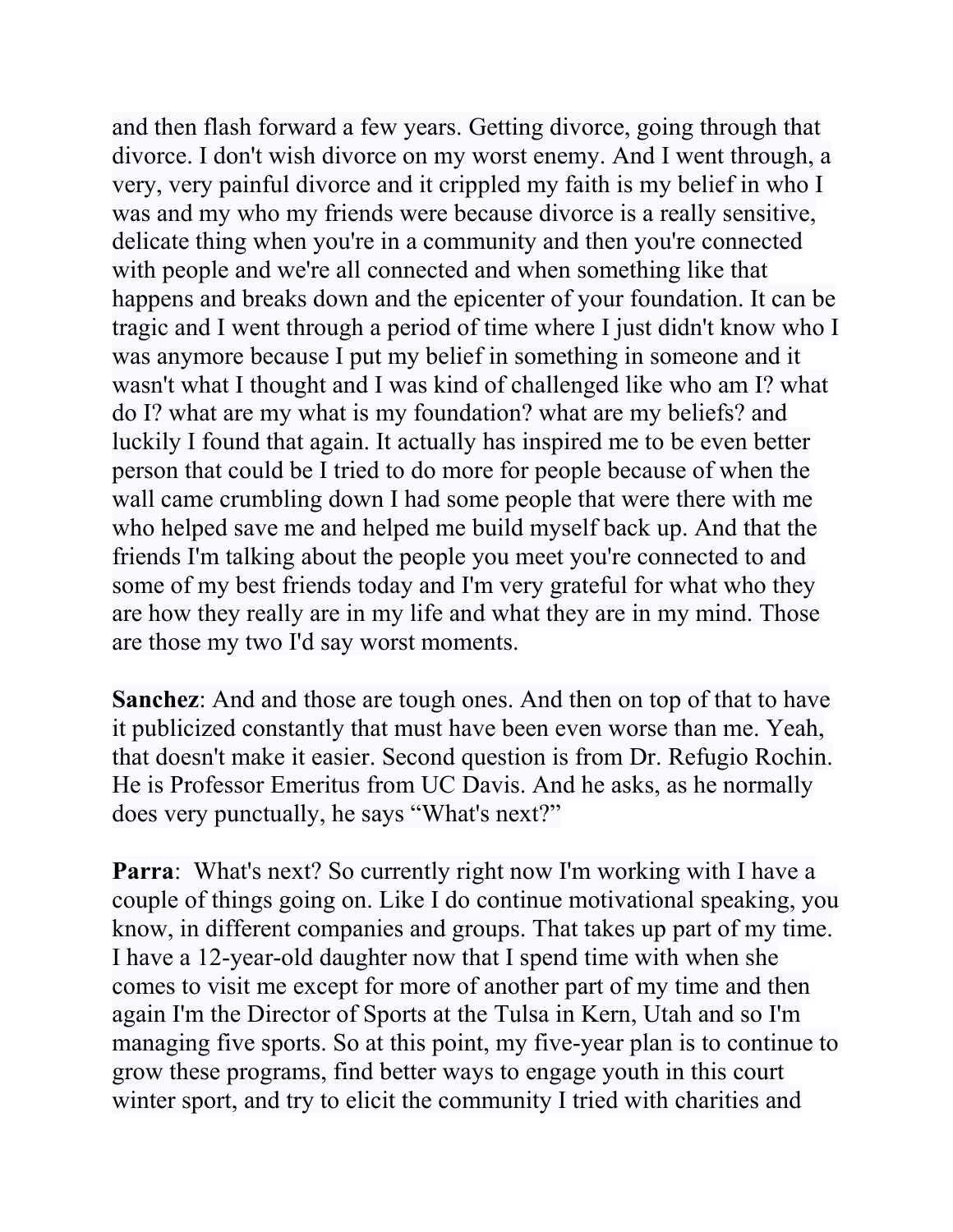and then flash forward a few years. Getting divorce, going through that divorce. I don't wish divorce on my worst enemy. And I went through, a very, very painful divorce and it crippled my faith is my belief in who I was and my who my friends were because divorce is a really sensitive, delicate thing when you're in a community and then you're connected with people and we're all connected and when something like that happens and breaks down and the epicenter of your foundation. It can be tragic and I went through a period of time where I just didn't know who I was anymore because I put my belief in something in someone and it wasn't what I thought and I was kind of challenged like who am I? what do I? what are my what is my foundation? what are my beliefs? and luckily I found that again. It actually has inspired me to be even better person that could be I tried to do more for people because of when the wall came crumbling down I had some people that were there with me who helped save me and helped me build myself back up. And that the friends I'm talking about the people you meet you're connected to and some of my best friends today and I'm very grateful for what who they are how they really are in my life and what they are in my mind. Those are those my two I'd say worst moments.

**Sanchez**: And and those are tough ones. And then on top of that to have it publicized constantly that must have been even worse than me. Yeah, that doesn't make it easier. Second question is from Dr. Refugio Rochin. He is Professor Emeritus from UC Davis. And he asks, as he normally does very punctually, he says "What's next?"

**Parra**: What's next? So currently right now I'm working with I have a couple of things going on. Like I do continue motivational speaking, you know, in different companies and groups. That takes up part of my time. I have a 12-year-old daughter now that I spend time with when she comes to visit me except for more of another part of my time and then again I'm the Director of Sports at the Tulsa in Kern, Utah and so I'm managing five sports. So at this point, my five-year plan is to continue to grow these programs, find better ways to engage youth in this court winter sport, and try to elicit the community I tried with charities and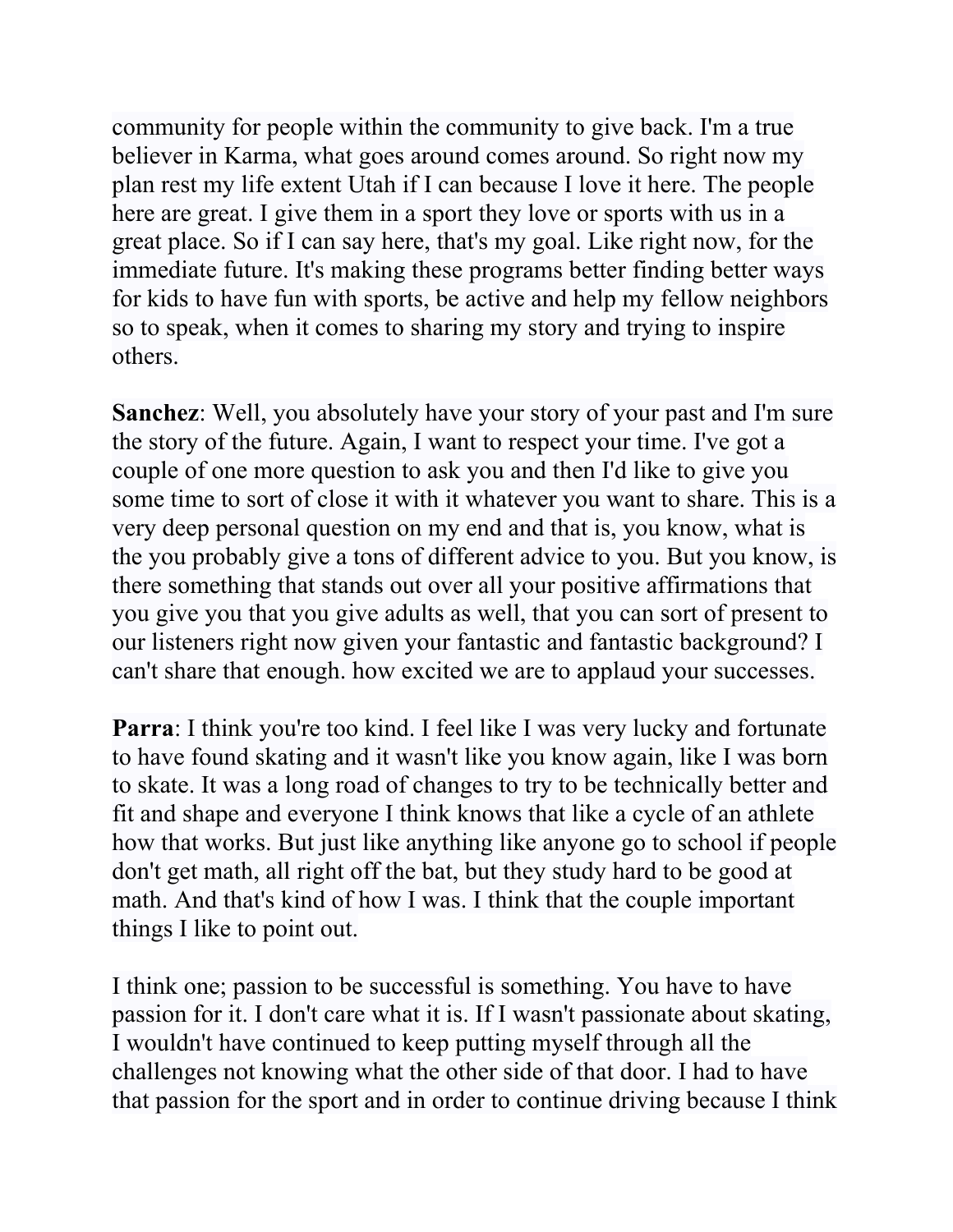community for people within the community to give back. I'm a true believer in Karma, what goes around comes around. So right now my plan rest my life extent Utah if I can because I love it here. The people here are great. I give them in a sport they love or sports with us in a great place. So if I can say here, that's my goal. Like right now, for the immediate future. It's making these programs better finding better ways for kids to have fun with sports, be active and help my fellow neighbors so to speak, when it comes to sharing my story and trying to inspire others.

**Sanchez**: Well, you absolutely have your story of your past and I'm sure the story of the future. Again, I want to respect your time. I've got a couple of one more question to ask you and then I'd like to give you some time to sort of close it with it whatever you want to share. This is a very deep personal question on my end and that is, you know, what is the you probably give a tons of different advice to you. But you know, is there something that stands out over all your positive affirmations that you give you that you give adults as well, that you can sort of present to our listeners right now given your fantastic and fantastic background? I can't share that enough. how excited we are to applaud your successes.

**Parra**: I think you're too kind. I feel like I was very lucky and fortunate to have found skating and it wasn't like you know again, like I was born to skate. It was a long road of changes to try to be technically better and fit and shape and everyone I think knows that like a cycle of an athlete how that works. But just like anything like anyone go to school if people don't get math, all right off the bat, but they study hard to be good at math. And that's kind of how I was. I think that the couple important things I like to point out.

I think one; passion to be successful is something. You have to have passion for it. I don't care what it is. If I wasn't passionate about skating, I wouldn't have continued to keep putting myself through all the challenges not knowing what the other side of that door. I had to have that passion for the sport and in order to continue driving because I think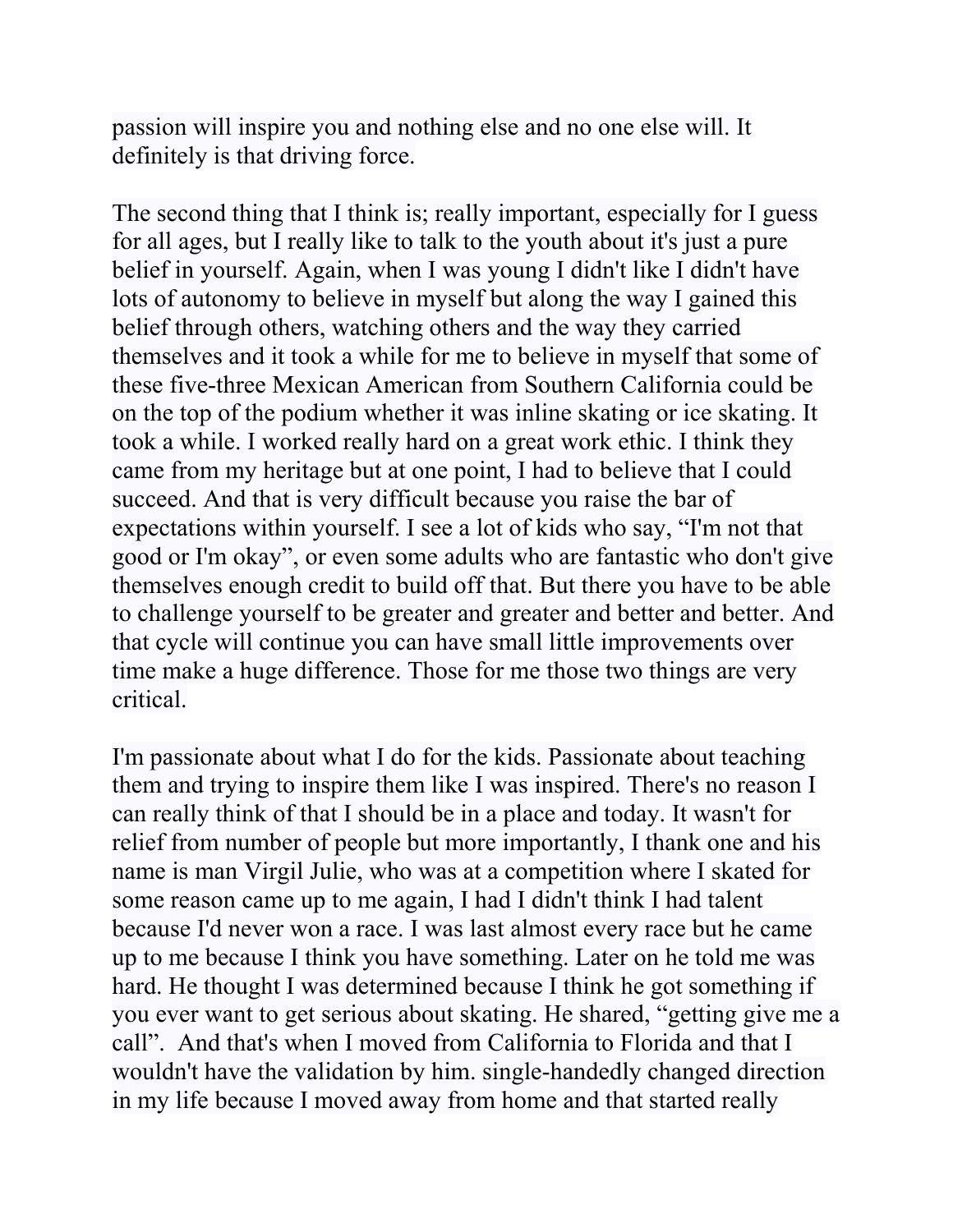passion will inspire you and nothing else and no one else will. It definitely is that driving force.

The second thing that I think is; really important, especially for I guess for all ages, but I really like to talk to the youth about it's just a pure belief in yourself. Again, when I was young I didn't like I didn't have lots of autonomy to believe in myself but along the way I gained this belief through others, watching others and the way they carried themselves and it took a while for me to believe in myself that some of these five-three Mexican American from Southern California could be on the top of the podium whether it was inline skating or ice skating. It took a while. I worked really hard on a great work ethic. I think they came from my heritage but at one point, I had to believe that I could succeed. And that is very difficult because you raise the bar of expectations within yourself. I see a lot of kids who say, "I'm not that good or I'm okay", or even some adults who are fantastic who don't give themselves enough credit to build off that. But there you have to be able to challenge yourself to be greater and greater and better and better. And that cycle will continue you can have small little improvements over time make a huge difference. Those for me those two things are very critical.

I'm passionate about what I do for the kids. Passionate about teaching them and trying to inspire them like I was inspired. There's no reason I can really think of that I should be in a place and today. It wasn't for relief from number of people but more importantly, I thank one and his name is man Virgil Julie, who was at a competition where I skated for some reason came up to me again, I had I didn't think I had talent because I'd never won a race. I was last almost every race but he came up to me because I think you have something. Later on he told me was hard. He thought I was determined because I think he got something if you ever want to get serious about skating. He shared, "getting give me a call". And that's when I moved from California to Florida and that I wouldn't have the validation by him. single-handedly changed direction in my life because I moved away from home and that started really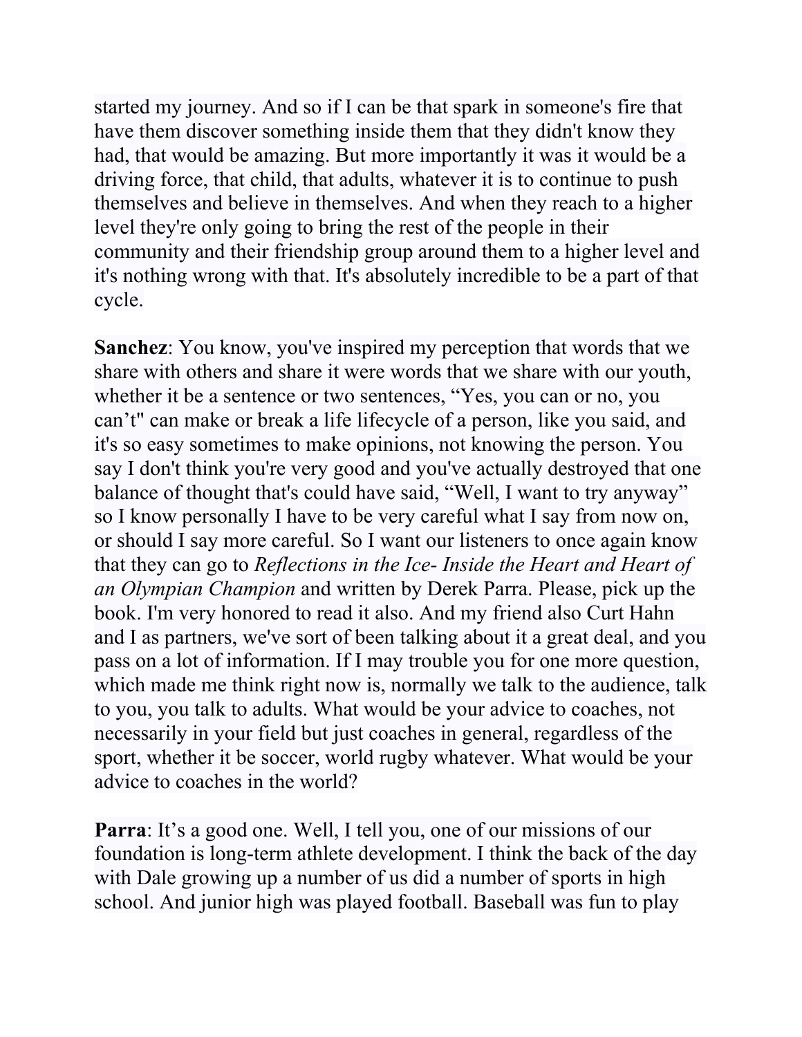started my journey. And so if I can be that spark in someone's fire that have them discover something inside them that they didn't know they had, that would be amazing. But more importantly it was it would be a driving force, that child, that adults, whatever it is to continue to push themselves and believe in themselves. And when they reach to a higher level they're only going to bring the rest of the people in their community and their friendship group around them to a higher level and it's nothing wrong with that. It's absolutely incredible to be a part of that cycle.

**Sanchez**: You know, you've inspired my perception that words that we share with others and share it were words that we share with our youth, whether it be a sentence or two sentences, "Yes, you can or no, you can't" can make or break a life lifecycle of a person, like you said, and it's so easy sometimes to make opinions, not knowing the person. You say I don't think you're very good and you've actually destroyed that one balance of thought that's could have said, "Well, I want to try anyway" so I know personally I have to be very careful what I say from now on, or should I say more careful. So I want our listeners to once again know that they can go to *Reflections in the Ice- Inside the Heart and Heart of an Olympian Champion* and written by Derek Parra. Please, pick up the book. I'm very honored to read it also. And my friend also Curt Hahn and I as partners, we've sort of been talking about it a great deal, and you pass on a lot of information. If I may trouble you for one more question, which made me think right now is, normally we talk to the audience, talk to you, you talk to adults. What would be your advice to coaches, not necessarily in your field but just coaches in general, regardless of the sport, whether it be soccer, world rugby whatever. What would be your advice to coaches in the world?

**Parra**: It's a good one. Well, I tell you, one of our missions of our foundation is long-term athlete development. I think the back of the day with Dale growing up a number of us did a number of sports in high school. And junior high was played football. Baseball was fun to play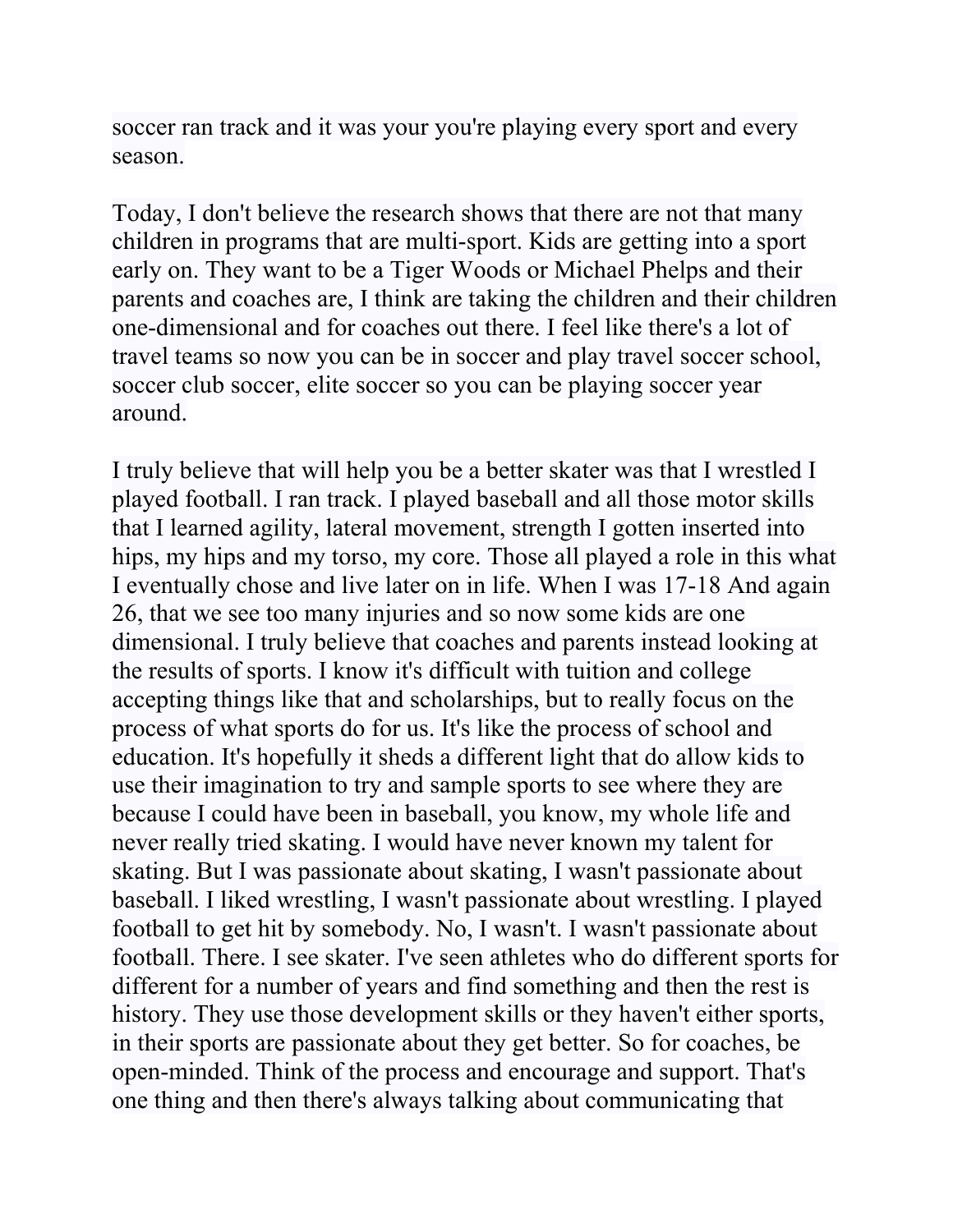soccer ran track and it was your you're playing every sport and every season.

Today, I don't believe the research shows that there are not that many children in programs that are multi-sport. Kids are getting into a sport early on. They want to be a Tiger Woods or Michael Phelps and their parents and coaches are, I think are taking the children and their children one-dimensional and for coaches out there. I feel like there's a lot of travel teams so now you can be in soccer and play travel soccer school, soccer club soccer, elite soccer so you can be playing soccer year around.

I truly believe that will help you be a better skater was that I wrestled I played football. I ran track. I played baseball and all those motor skills that I learned agility, lateral movement, strength I gotten inserted into hips, my hips and my torso, my core. Those all played a role in this what I eventually chose and live later on in life. When I was 17-18 And again 26, that we see too many injuries and so now some kids are one dimensional. I truly believe that coaches and parents instead looking at the results of sports. I know it's difficult with tuition and college accepting things like that and scholarships, but to really focus on the process of what sports do for us. It's like the process of school and education. It's hopefully it sheds a different light that do allow kids to use their imagination to try and sample sports to see where they are because I could have been in baseball, you know, my whole life and never really tried skating. I would have never known my talent for skating. But I was passionate about skating, I wasn't passionate about baseball. I liked wrestling, I wasn't passionate about wrestling. I played football to get hit by somebody. No, I wasn't. I wasn't passionate about football. There. I see skater. I've seen athletes who do different sports for different for a number of years and find something and then the rest is history. They use those development skills or they haven't either sports, in their sports are passionate about they get better. So for coaches, be open-minded. Think of the process and encourage and support. That's one thing and then there's always talking about communicating that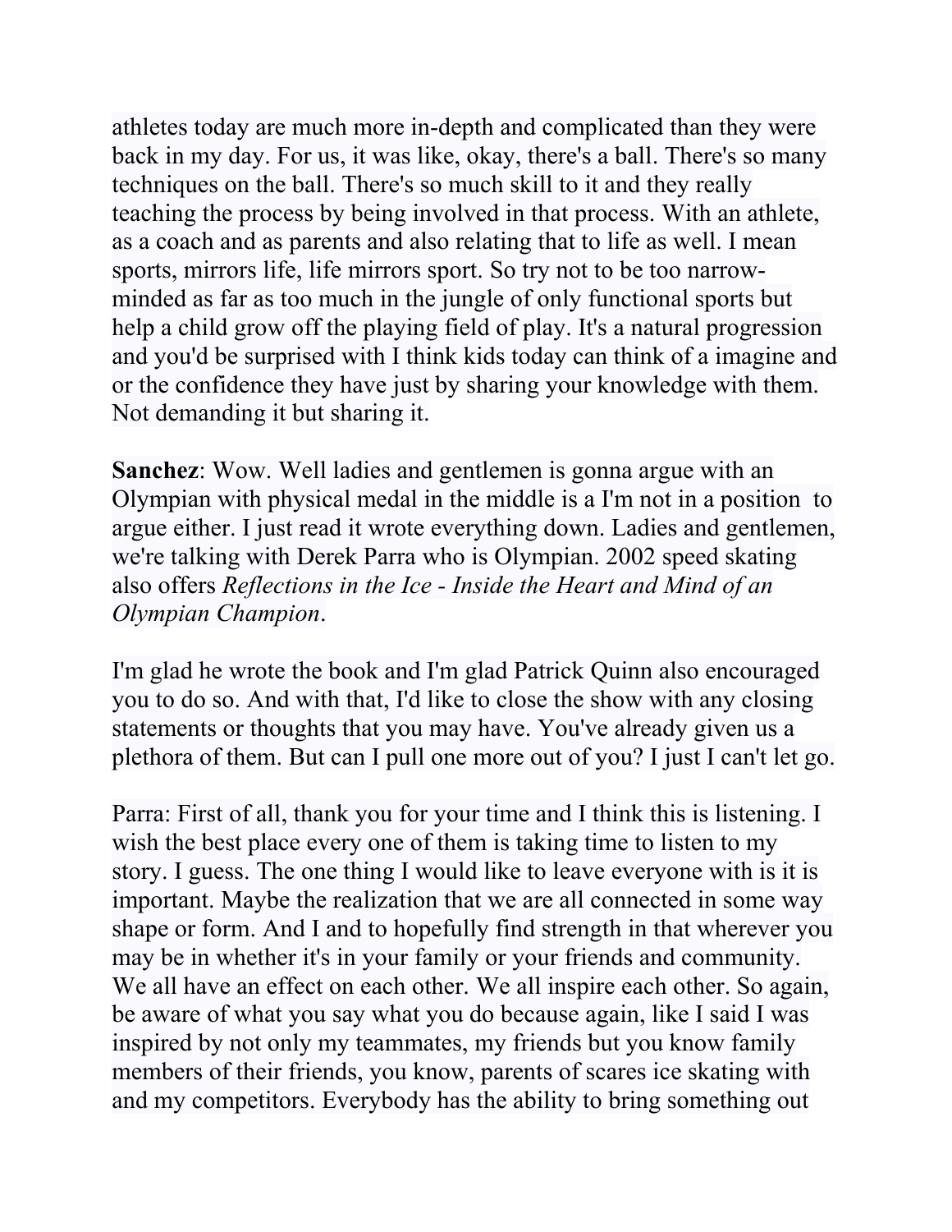athletes today are much more in-depth and complicated than they were back in my day. For us, it was like, okay, there's a ball. There's so many techniques on the ball. There's so much skill to it and they really teaching the process by being involved in that process. With an athlete, as a coach and as parents and also relating that to life as well. I mean sports, mirrors life, life mirrors sport. So try not to be too narrow-minded as far as too much in the jungle of only functional sports but help a child grow off the playing field of play. It's a natural progression and you'd be surprised with I think kids today can think of a imagine and or the confidence they have just by sharing your knowledge with them. Not demanding it but sharing it.

**Sanchez**: Wow. Well ladies and gentlemen is gonna argue with an Olympian with physical medal in the middle is a I'm not in a position to argue either. I just read it wrote everything down. Ladies and gentlemen, we're talking with Derek Parra who is Olympian. 2002 speed skating also offers *Reflections in the Ice - Inside the Heart and Mind of an Olympian Champion*.

I'm glad he wrote the book and I'm glad Patrick Quinn also encouraged you to do so. And with that, I'd like to close the show with any closing statements or thoughts that you may have. You've already given us a plethora of them. But can I pull one more out of you? I just I can't let go.

Parra: First of all, thank you for your time and I think this is listening. I wish the best place every one of them is taking time to listen to my story. I guess. The one thing I would like to leave everyone with is it is important. Maybe the realization that we are all connected in some way shape or form. And I and to hopefully find strength in that wherever you may be in whether it's in your family or your friends and community. We all have an effect on each other. We all inspire each other. So again, be aware of what you say what you do because again, like I said I was inspired by not only my teammates, my friends but you know family members of their friends, you know, parents of scares ice skating with and my competitors. Everybody has the ability to bring something out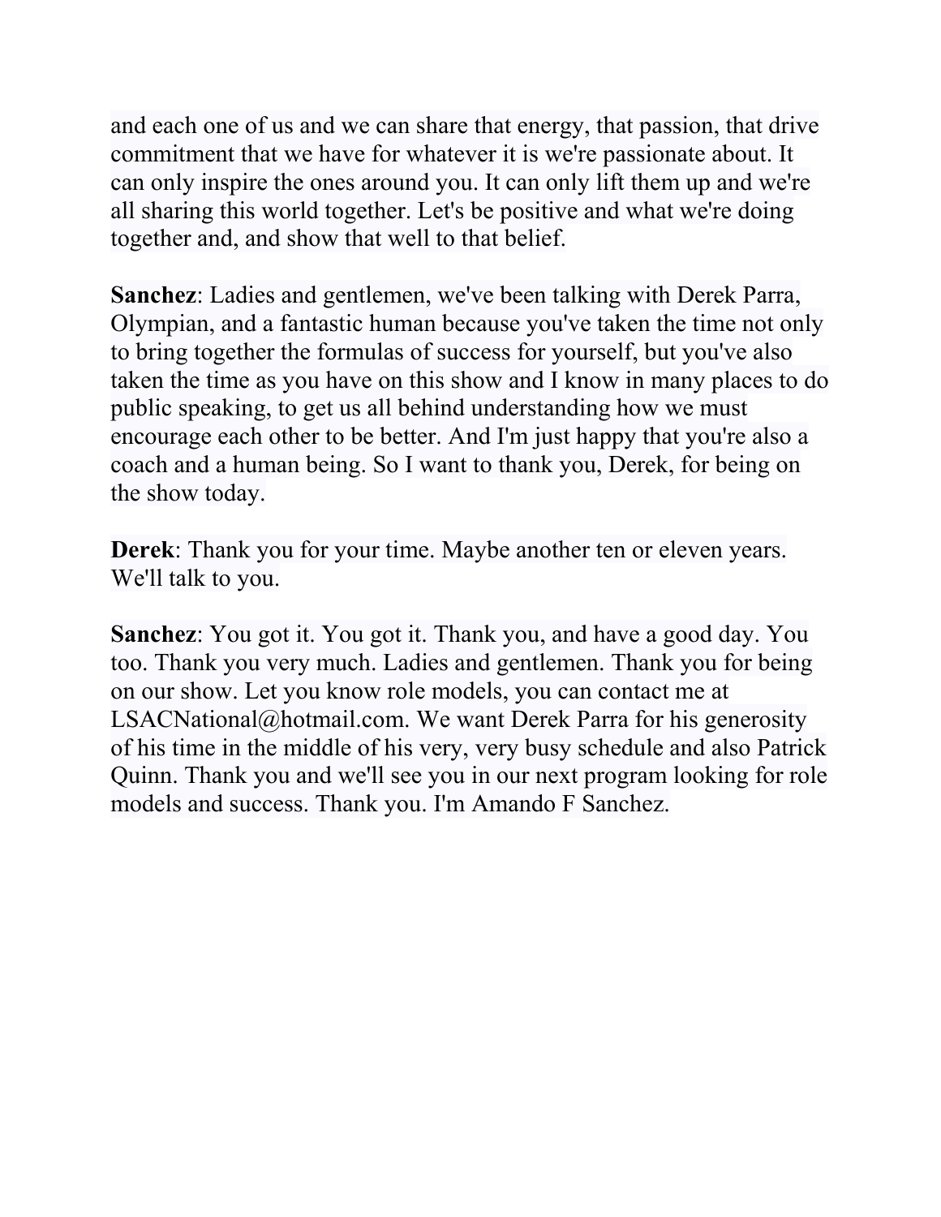and each one of us and we can share that energy, that passion, that drive commitment that we have for whatever it is we're passionate about. It can only inspire the ones around you. It can only lift them up and we're all sharing this world together. Let's be positive and what we're doing together and, and show that well to that belief.

**Sanchez**: Ladies and gentlemen, we've been talking with Derek Parra, Olympian, and a fantastic human because you've taken the time not only to bring together the formulas of success for yourself, but you've also taken the time as you have on this show and I know in many places to do public speaking, to get us all behind understanding how we must encourage each other to be better. And I'm just happy that you're also a coach and a human being. So I want to thank you, Derek, for being on the show today.

**Derek**: Thank you for your time. Maybe another ten or eleven years. We'll talk to you.

**Sanchez**: You got it. You got it. Thank you, and have a good day. You too. Thank you very much. Ladies and gentlemen. Thank you for being on our show. Let you know role models, you can contact me at LSACNational@hotmail.com. We want Derek Parra for his generosity of his time in the middle of his very, very busy schedule and also Patrick Quinn. Thank you and we'll see you in our next program looking for role models and success. Thank you. I'm Amando F Sanchez.